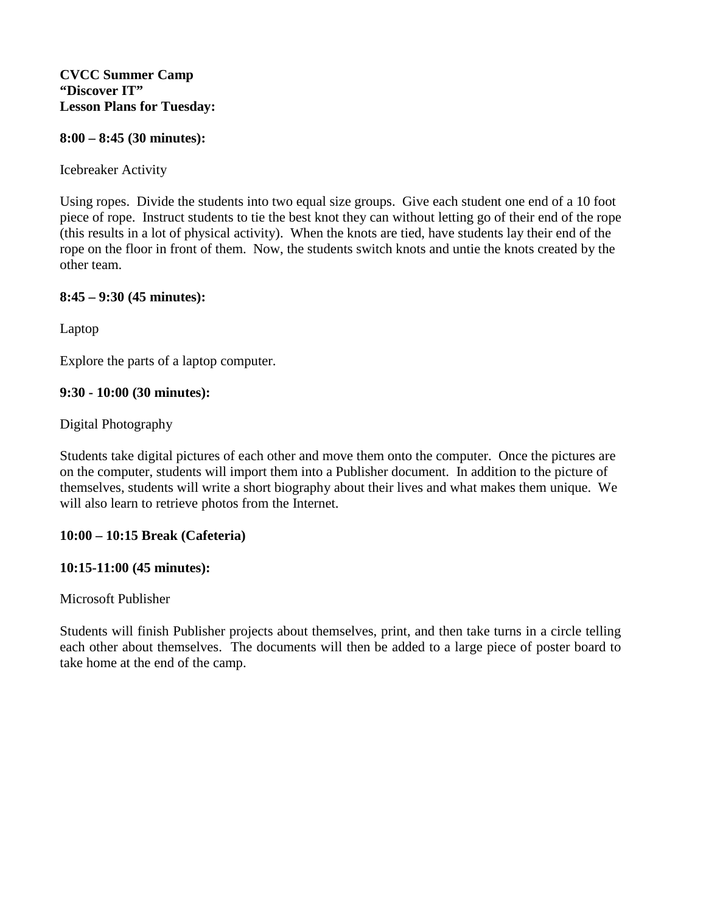**CVCC Summer Camp**
**"Discover IT"**
**Lesson Plans for Tuesday:**

**8:00 – 8:45 (30 minutes):**

Icebreaker Activity

Using ropes. Divide the students into two equal size groups. Give each student one end of a 10 foot piece of rope. Instruct students to tie the best knot they can without letting go of their end of the rope (this results in a lot of physical activity). When the knots are tied, have students lay their end of the rope on the floor in front of them. Now, the students switch knots and untie the knots created by the other team.

**8:45 – 9:30 (45 minutes):**

Laptop

Explore the parts of a laptop computer.

**9:30 - 10:00 (30 minutes):**

Digital Photography

Students take digital pictures of each other and move them onto the computer. Once the pictures are on the computer, students will import them into a Publisher document. In addition to the picture of themselves, students will write a short biography about their lives and what makes them unique. We will also learn to retrieve photos from the Internet.

**10:00 – 10:15 Break (Cafeteria)**

**10:15-11:00 (45 minutes):**

Microsoft Publisher

Students will finish Publisher projects about themselves, print, and then take turns in a circle telling each other about themselves. The documents will then be added to a large piece of poster board to take home at the end of the camp.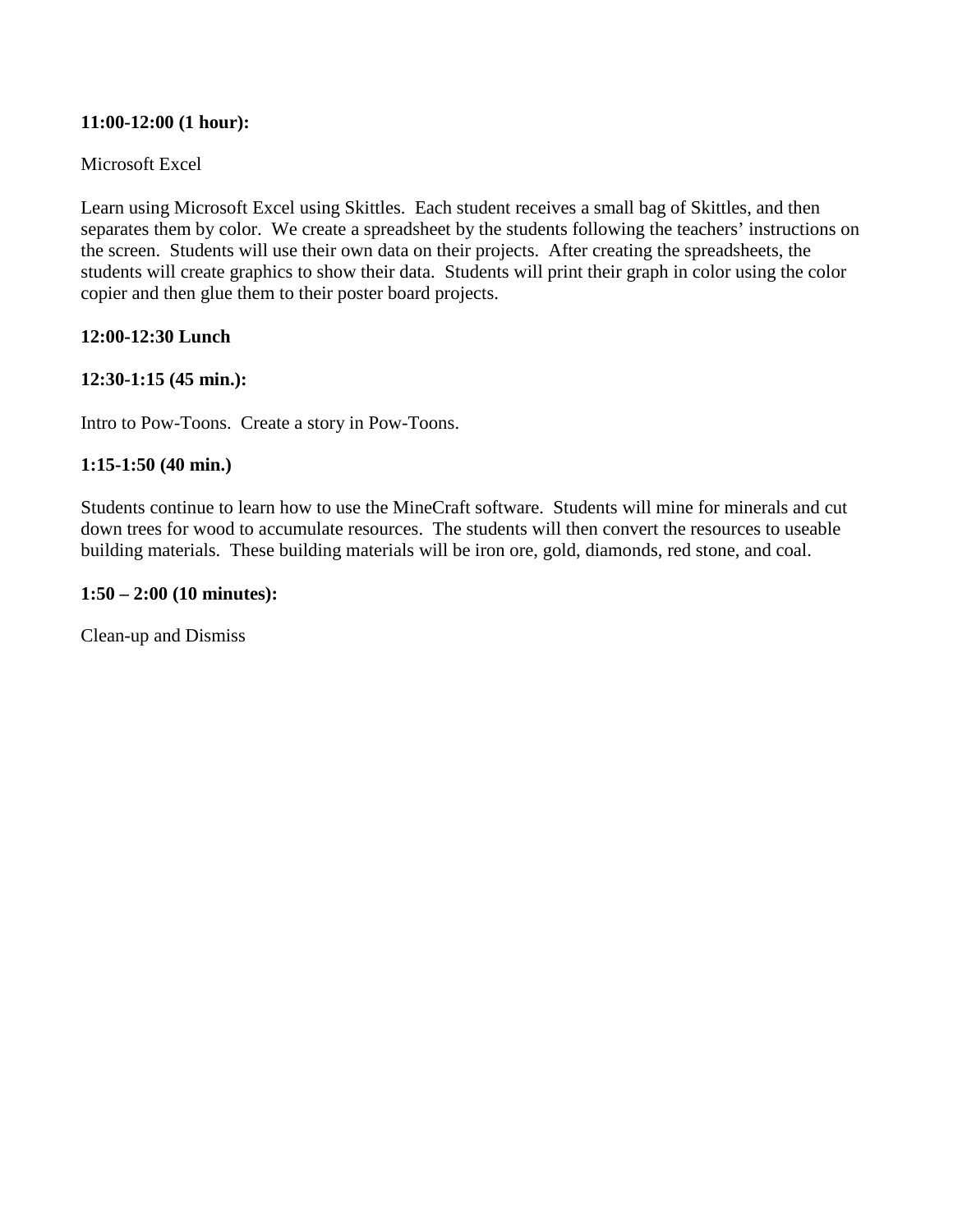**11:00-12:00 (1 hour):**

Microsoft Excel

Learn using Microsoft Excel using Skittles. Each student receives a small bag of Skittles, and then separates them by color. We create a spreadsheet by the students following the teachers' instructions on the screen. Students will use their own data on their projects. After creating the spreadsheets, the students will create graphics to show their data. Students will print their graph in color using the color copier and then glue them to their poster board projects.

**12:00-12:30 Lunch**

**12:30-1:15 (45 min.):**

Intro to Pow-Toons. Create a story in Pow-Toons.

**1:15-1:50 (40 min.)**

Students continue to learn how to use the MineCraft software. Students will mine for minerals and cut down trees for wood to accumulate resources. The students will then convert the resources to useable building materials. These building materials will be iron ore, gold, diamonds, red stone, and coal.

**1:50 – 2:00 (10 minutes):**

Clean-up and Dismiss